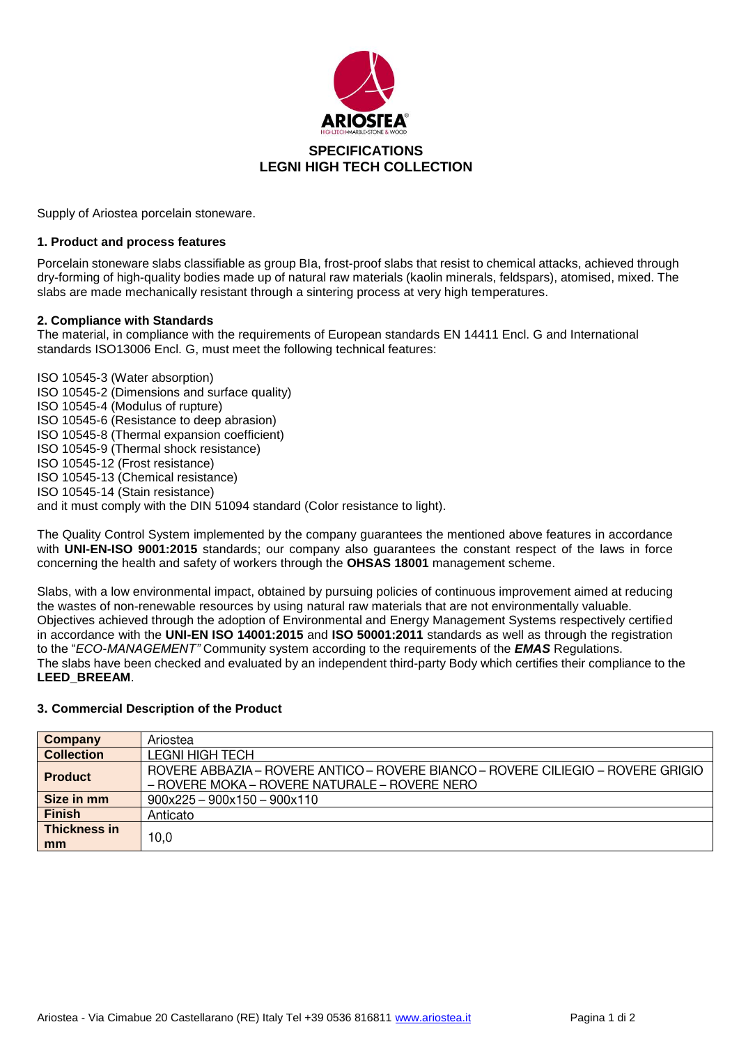# SPECIFICATIONS
## LEGNI HIGH TECH COLLECTION

Supply of Ariostea porcelain stoneware.

### 1. Product and process features

Porcelain stoneware slabs classifiable as group BIa, frost-proof slabs that resist to chemical attacks, achieved through dry-forming of high-quality bodies made up of natural raw materials (kaolin minerals, feldspars), atomised, mixed. The slabs are made mechanically resistant through a sintering process at very high temperatures.

### 2. Compliance with Standards

The material, in compliance with the requirements of European standards EN 14411 Encl. G and International standards ISO13006 Encl. G, must meet the following technical features:

ISO 10545-3 (Water absorption)
ISO 10545-2 (Dimensions and surface quality)
ISO 10545-4 (Modulus of rupture)
ISO 10545-6 (Resistance to deep abrasion)
ISO 10545-8 (Thermal expansion coefficient)
ISO 10545-9 (Thermal shock resistance)
ISO 10545-12 (Frost resistance)
ISO 10545-13 (Chemical resistance)
ISO 10545-14 (Stain resistance)
and it must comply with the DIN 51094 standard (Color resistance to light).

The Quality Control System implemented by the company guarantees the mentioned above features in accordance with **UNI-EN-ISO 9001:2015** standards; our company also guarantees the constant respect of the laws in force concerning the health and safety of workers through the **OHSAS 18001** management scheme.

Slabs, with a low environmental impact, obtained by pursuing policies of continuous improvement aimed at reducing the wastes of non-renewable resources by using natural raw materials that are not environmentally valuable.
Objectives achieved through the adoption of Environmental and Energy Management Systems respectively certified in accordance with the **UNI-EN ISO 14001:2015** and **ISO 50001:2011** standards as well as through the registration to the "*ECO-MANAGEMENT"* Community system according to the requirements of the ***EMAS*** Regulations.
The slabs have been checked and evaluated by an independent third-party Body which certifies their compliance to the **LEED_BREEAM**.

### 3. Commercial Description of the Product

| | |
|---|---|
| **Company** | Ariostea |
| **Collection** | LEGNI HIGH TECH |
| **Product** | ROVERE ABBAZIA – ROVERE ANTICO – ROVERE BIANCO – ROVERE CILIEGIO – ROVERE GRIGIO – ROVERE MOKA – ROVERE NATURALE – ROVERE NERO |
| **Size in mm** | 900x225 – 900x150 – 900x110 |
| **Finish** | Anticato |
| **Thickness in mm** | 10,0 |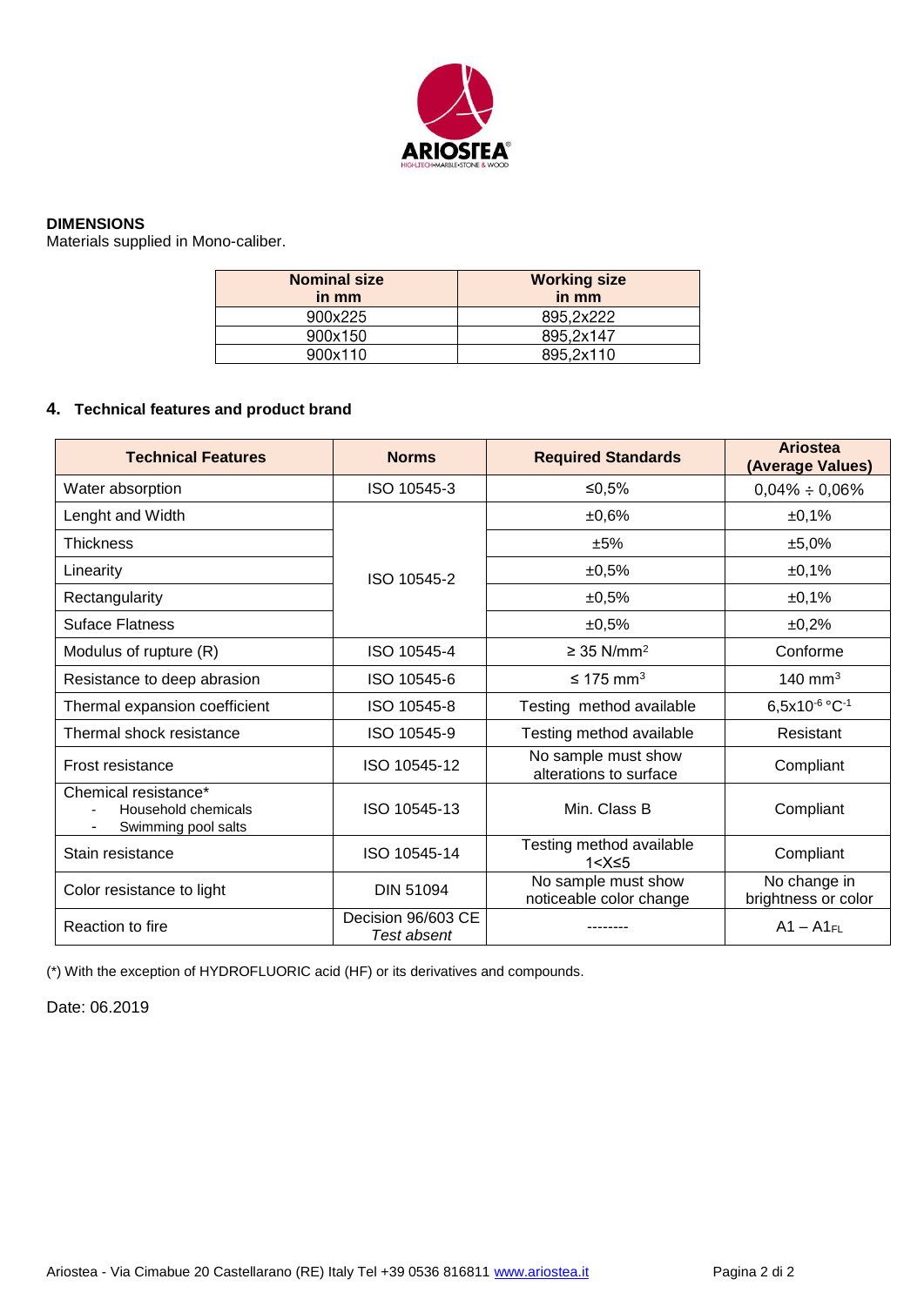**DIMENSIONS**

Materials supplied in Mono-caliber.

| Nominal size in mm | Working size in mm |
|---|---|
| 900x225 | 895,2x222 |
| 900x150 | 895,2x147 |
| 900x110 | 895,2x110 |

## 4. Technical features and product brand

| Technical Features | Norms | Required Standards | Ariostea (Average Values) |
|---|---|---|---|
| Water absorption | ISO 10545-3 | ≤0,5% | 0,04% ÷ 0,06% |
| Lenght and Width | ISO 10545-2 | ±0,6% | ±0,1% |
| Thickness | | ±5% | ±5,0% |
| Linearity | | ±0,5% | ±0,1% |
| Rectangularity | | ±0,5% | ±0,1% |
| Suface Flatness | | ±0,5% | ±0,2% |
| Modulus of rupture (R) | ISO 10545-4 | ≥ 35 N/mm² | Conforme |
| Resistance to deep abrasion | ISO 10545-6 | ≤ 175 mm³ | 140 mm³ |
| Thermal expansion coefficient | ISO 10545-8 | Testing method available | $6{,}5 \times 10^{-6}$ °C$^{-1}$ |
| Thermal shock resistance | ISO 10545-9 | Testing method available | Resistant |
| Frost resistance | ISO 10545-12 | No sample must show alterations to surface | Compliant |
| Chemical resistance* - Household chemicals - Swimming pool salts | ISO 10545-13 | Min. Class B | Compliant |
| Stain resistance | ISO 10545-14 | Testing method available 1<X≤5 | Compliant |
| Color resistance to light | DIN 51094 | No sample must show noticeable color change | No change in brightness or color |
| Reaction to fire | Decision 96/603 CE *Test absent* | -------- | A1 – $A1_{FL}$ |

(*) With the exception of HYDROFLUORIC acid (HF) or its derivatives and compounds.

Date: 06.2019

Ariostea - Via Cimabue 20 Castellarano (RE) Italy Tel +39 0536 816811 www.ariostea.it